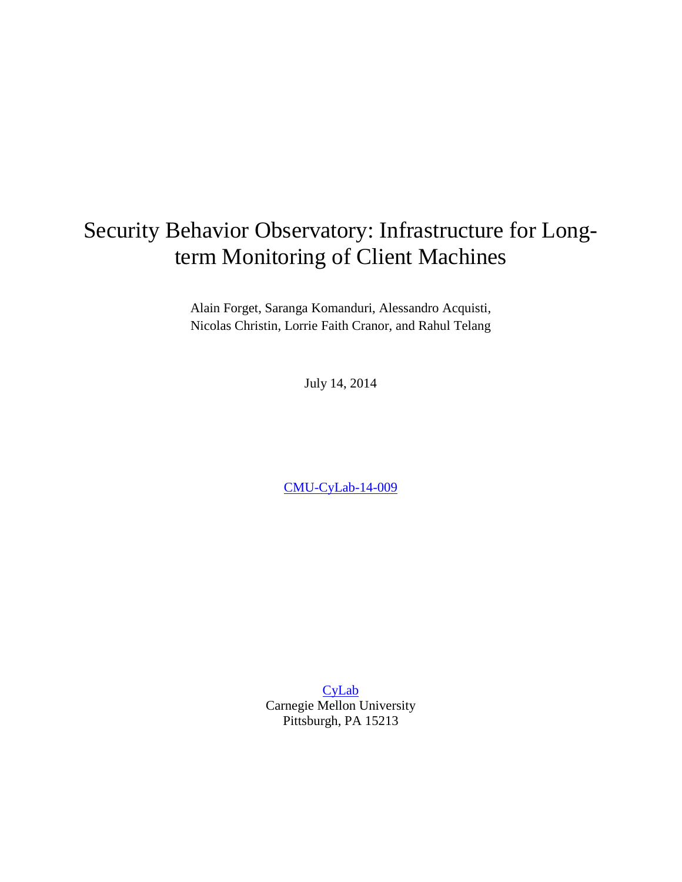# Security Behavior Observatory: Infrastructure for Long-term Monitoring of Client Machines

Alain Forget, Saranga Komanduri, Alessandro Acquisti,
Nicolas Christin, Lorrie Faith Cranor, and Rahul Telang

July 14, 2014

CMU-CyLab-14-009

CyLab
Carnegie Mellon University
Pittsburgh, PA 15213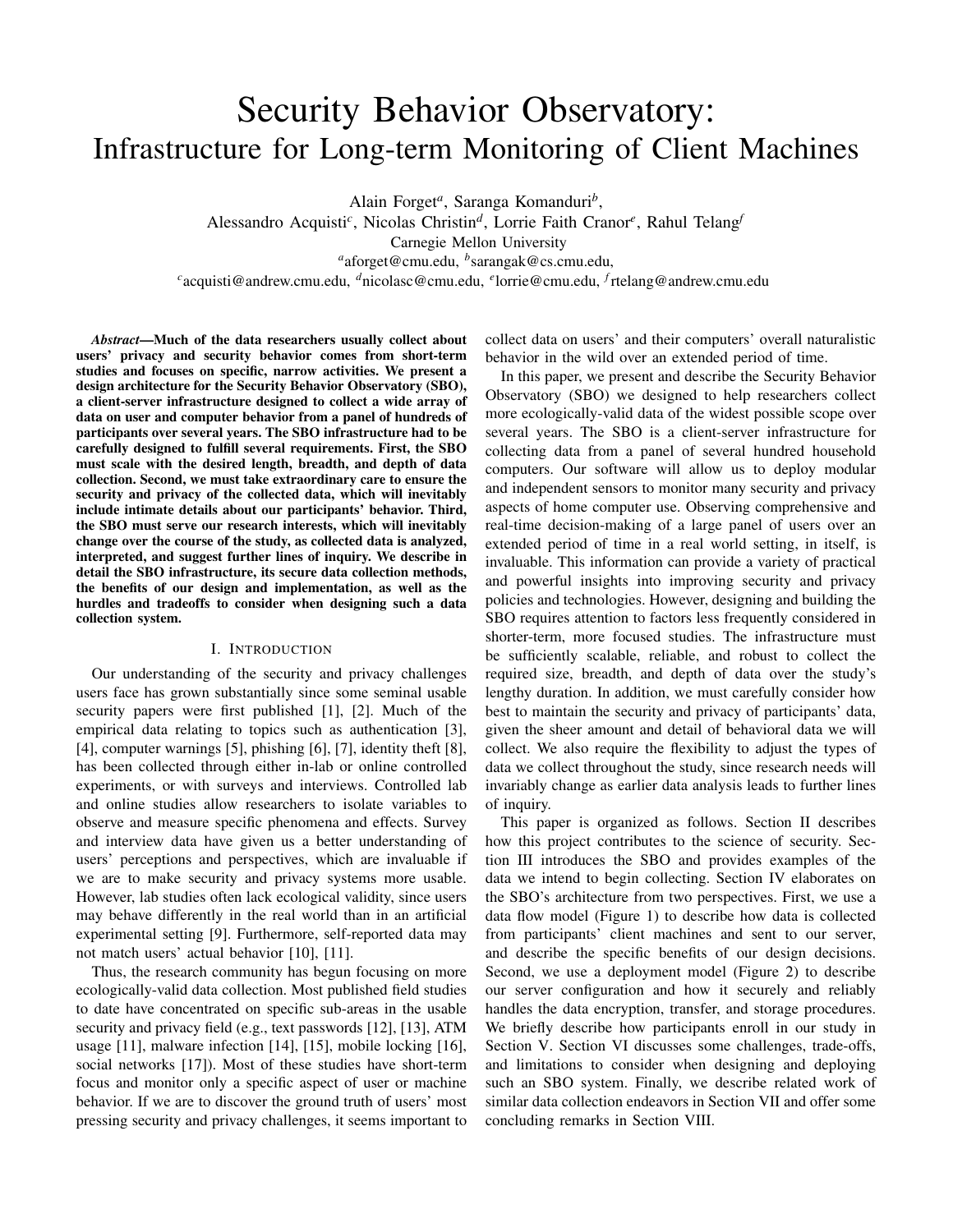# Security Behavior Observatory: Infrastructure for Long-term Monitoring of Client Machines

Alain Forget[a], Saranga Komanduri[b],
Alessandro Acquisti[c], Nicolas Christin[d], Lorrie Faith Cranor[e], Rahul Telang[f]
Carnegie Mellon University
[a]aforget@cmu.edu, [b]sarangak@cs.cmu.edu,
[c]acquisti@andrew.cmu.edu, [d]nicolasc@cmu.edu, [e]lorrie@cmu.edu, [f]rtelang@andrew.cmu.edu

***Abstract*—Much of the data researchers usually collect about users' privacy and security behavior comes from short-term studies and focuses on specific, narrow activities. We present a design architecture for the Security Behavior Observatory (SBO), a client-server infrastructure designed to collect a wide array of data on user and computer behavior from a panel of hundreds of participants over several years. The SBO infrastructure had to be carefully designed to fulfill several requirements. First, the SBO must scale with the desired length, breadth, and depth of data collection. Second, we must take extraordinary care to ensure the security and privacy of the collected data, which will inevitably include intimate details about our participants' behavior. Third, the SBO must serve our research interests, which will inevitably change over the course of the study, as collected data is analyzed, interpreted, and suggest further lines of inquiry. We describe in detail the SBO infrastructure, its secure data collection methods, the benefits of our design and implementation, as well as the hurdles and tradeoffs to consider when designing such a data collection system.**

## I. Introduction

Our understanding of the security and privacy challenges users face has grown substantially since some seminal usable security papers were first published [1], [2]. Much of the empirical data relating to topics such as authentication [3], [4], computer warnings [5], phishing [6], [7], identity theft [8], has been collected through either in-lab or online controlled experiments, or with surveys and interviews. Controlled lab and online studies allow researchers to isolate variables to observe and measure specific phenomena and effects. Survey and interview data have given us a better understanding of users' perceptions and perspectives, which are invaluable if we are to make security and privacy systems more usable. However, lab studies often lack ecological validity, since users may behave differently in the real world than in an artificial experimental setting [9]. Furthermore, self-reported data may not match users' actual behavior [10], [11].

Thus, the research community has begun focusing on more ecologically-valid data collection. Most published field studies to date have concentrated on specific sub-areas in the usable security and privacy field (e.g., text passwords [12], [13], ATM usage [11], malware infection [14], [15], mobile locking [16], social networks [17]). Most of these studies have short-term focus and monitor only a specific aspect of user or machine behavior. If we are to discover the ground truth of users' most pressing security and privacy challenges, it seems important to collect data on users' and their computers' overall naturalistic behavior in the wild over an extended period of time.

In this paper, we present and describe the Security Behavior Observatory (SBO) we designed to help researchers collect more ecologically-valid data of the widest possible scope over several years. The SBO is a client-server infrastructure for collecting data from a panel of several hundred household computers. Our software will allow us to deploy modular and independent sensors to monitor many security and privacy aspects of home computer use. Observing comprehensive and real-time decision-making of a large panel of users over an extended period of time in a real world setting, in itself, is invaluable. This information can provide a variety of practical and powerful insights into improving security and privacy policies and technologies. However, designing and building the SBO requires attention to factors less frequently considered in shorter-term, more focused studies. The infrastructure must be sufficiently scalable, reliable, and robust to collect the required size, breadth, and depth of data over the study's lengthy duration. In addition, we must carefully consider how best to maintain the security and privacy of participants' data, given the sheer amount and detail of behavioral data we will collect. We also require the flexibility to adjust the types of data we collect throughout the study, since research needs will invariably change as earlier data analysis leads to further lines of inquiry.

This paper is organized as follows. Section II describes how this project contributes to the science of security. Section III introduces the SBO and provides examples of the data we intend to begin collecting. Section IV elaborates on the SBO's architecture from two perspectives. First, we use a data flow model (Figure 1) to describe how data is collected from participants' client machines and sent to our server, and describe the specific benefits of our design decisions. Second, we use a deployment model (Figure 2) to describe our server configuration and how it securely and reliably handles the data encryption, transfer, and storage procedures. We briefly describe how participants enroll in our study in Section V. Section VI discusses some challenges, trade-offs, and limitations to consider when designing and deploying such an SBO system. Finally, we describe related work of similar data collection endeavors in Section VII and offer some concluding remarks in Section VIII.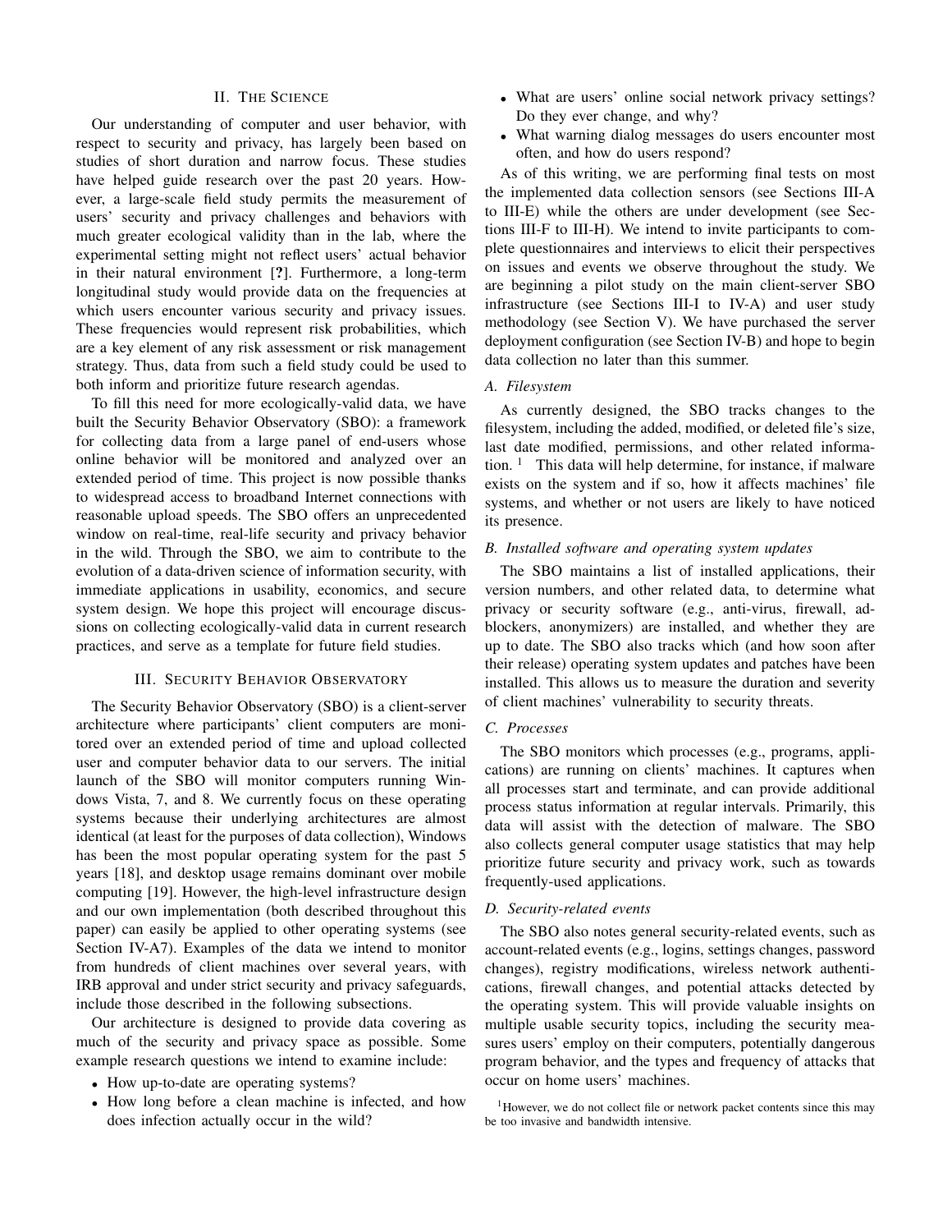## II. The Science

Our understanding of computer and user behavior, with respect to security and privacy, has largely been based on studies of short duration and narrow focus. These studies have helped guide research over the past 20 years. However, a large-scale field study permits the measurement of users' security and privacy challenges and behaviors with much greater ecological validity than in the lab, where the experimental setting might not reflect users' actual behavior in their natural environment [**?**]. Furthermore, a long-term longitudinal study would provide data on the frequencies at which users encounter various security and privacy issues. These frequencies would represent risk probabilities, which are a key element of any risk assessment or risk management strategy. Thus, data from such a field study could be used to both inform and prioritize future research agendas.

To fill this need for more ecologically-valid data, we have built the Security Behavior Observatory (SBO): a framework for collecting data from a large panel of end-users whose online behavior will be monitored and analyzed over an extended period of time. This project is now possible thanks to widespread access to broadband Internet connections with reasonable upload speeds. The SBO offers an unprecedented window on real-time, real-life security and privacy behavior in the wild. Through the SBO, we aim to contribute to the evolution of a data-driven science of information security, with immediate applications in usability, economics, and secure system design. We hope this project will encourage discussions on collecting ecologically-valid data in current research practices, and serve as a template for future field studies.

## III. Security Behavior Observatory

The Security Behavior Observatory (SBO) is a client-server architecture where participants' client computers are monitored over an extended period of time and upload collected user and computer behavior data to our servers. The initial launch of the SBO will monitor computers running Windows Vista, 7, and 8. We currently focus on these operating systems because their underlying architectures are almost identical (at least for the purposes of data collection), Windows has been the most popular operating system for the past 5 years [18], and desktop usage remains dominant over mobile computing [19]. However, the high-level infrastructure design and our own implementation (both described throughout this paper) can easily be applied to other operating systems (see Section IV-A7). Examples of the data we intend to monitor from hundreds of client machines over several years, with IRB approval and under strict security and privacy safeguards, include those described in the following subsections.

Our architecture is designed to provide data covering as much of the security and privacy space as possible. Some example research questions we intend to examine include:

- How up-to-date are operating systems?
- How long before a clean machine is infected, and how does infection actually occur in the wild?
- What are users' online social network privacy settings? Do they ever change, and why?
- What warning dialog messages do users encounter most often, and how do users respond?

As of this writing, we are performing final tests on most the implemented data collection sensors (see Sections III-A to III-E) while the others are under development (see Sections III-F to III-H). We intend to invite participants to complete questionnaires and interviews to elicit their perspectives on issues and events we observe throughout the study. We are beginning a pilot study on the main client-server SBO infrastructure (see Sections III-I to IV-A) and user study methodology (see Section V). We have purchased the server deployment configuration (see Section IV-B) and hope to begin data collection no later than this summer.

### A. Filesystem

As currently designed, the SBO tracks changes to the filesystem, including the added, modified, or deleted file's size, last date modified, permissions, and other related information. [1] This data will help determine, for instance, if malware exists on the system and if so, how it affects machines' file systems, and whether or not users are likely to have noticed its presence.

### B. Installed software and operating system updates

The SBO maintains a list of installed applications, their version numbers, and other related data, to determine what privacy or security software (e.g., anti-virus, firewall, ad-blockers, anonymizers) are installed, and whether they are up to date. The SBO also tracks which (and how soon after their release) operating system updates and patches have been installed. This allows us to measure the duration and severity of client machines' vulnerability to security threats.

### C. Processes

The SBO monitors which processes (e.g., programs, applications) are running on clients' machines. It captures when all processes start and terminate, and can provide additional process status information at regular intervals. Primarily, this data will assist with the detection of malware. The SBO also collects general computer usage statistics that may help prioritize future security and privacy work, such as towards frequently-used applications.

### D. Security-related events

The SBO also notes general security-related events, such as account-related events (e.g., logins, settings changes, password changes), registry modifications, wireless network authentications, firewall changes, and potential attacks detected by the operating system. This will provide valuable insights on multiple usable security topics, including the security measures users' employ on their computers, potentially dangerous program behavior, and the types and frequency of attacks that occur on home users' machines.

[1] However, we do not collect file or network packet contents since this may be too invasive and bandwidth intensive.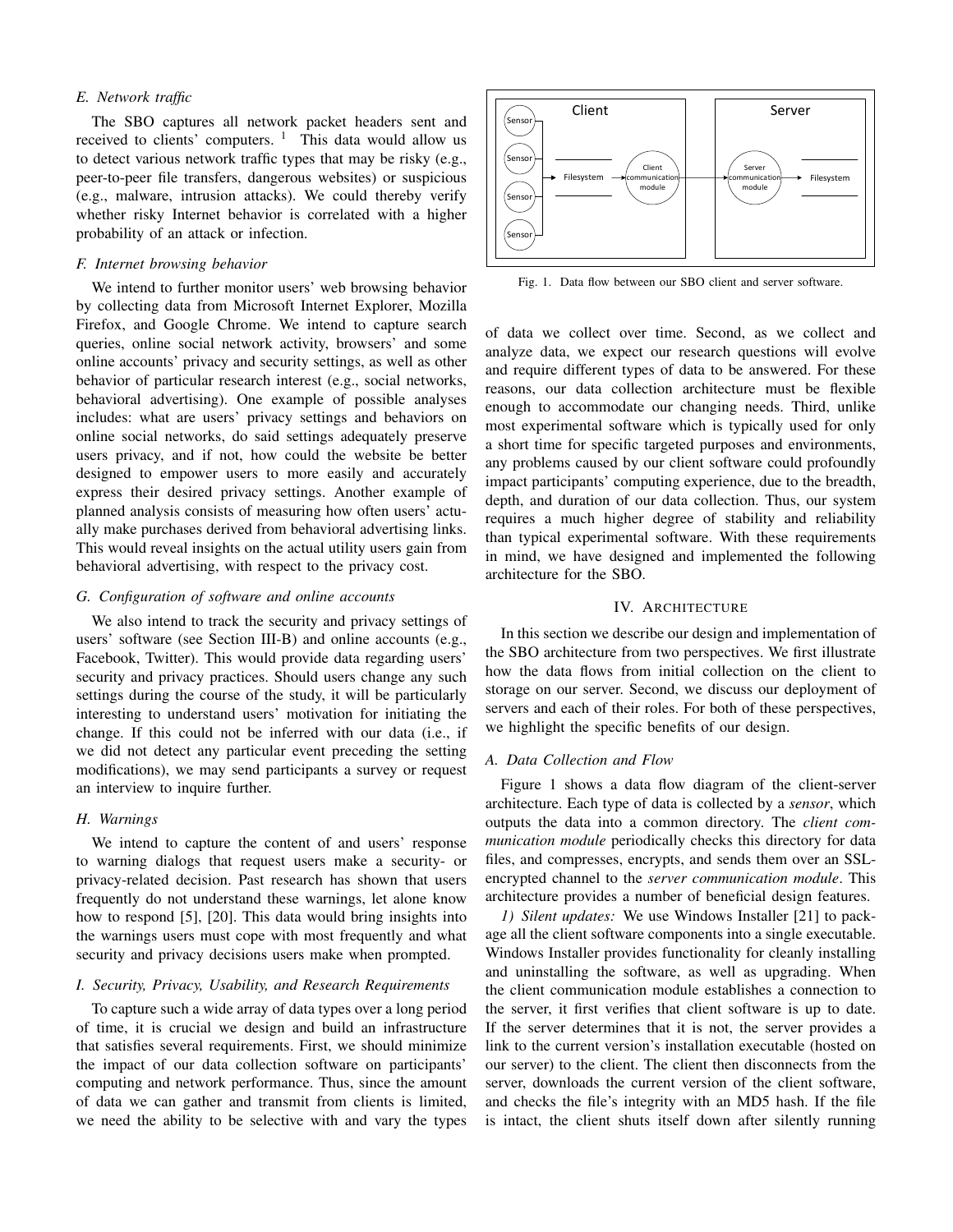### E. Network traffic

The SBO captures all network packet headers sent and received to clients' computers. [1] This data would allow us to detect various network traffic types that may be risky (e.g., peer-to-peer file transfers, dangerous websites) or suspicious (e.g., malware, intrusion attacks). We could thereby verify whether risky Internet behavior is correlated with a higher probability of an attack or infection.

### F. Internet browsing behavior

We intend to further monitor users' web browsing behavior by collecting data from Microsoft Internet Explorer, Mozilla Firefox, and Google Chrome. We intend to capture search queries, online social network activity, browsers' and some online accounts' privacy and security settings, as well as other behavior of particular research interest (e.g., social networks, behavioral advertising). One example of possible analyses includes: what are users' privacy settings and behaviors on online social networks, do said settings adequately preserve users privacy, and if not, how could the website be better designed to empower users to more easily and accurately express their desired privacy settings. Another example of planned analysis consists of measuring how often users' actually make purchases derived from behavioral advertising links. This would reveal insights on the actual utility users gain from behavioral advertising, with respect to the privacy cost.

### G. Configuration of software and online accounts

We also intend to track the security and privacy settings of users' software (see Section III-B) and online accounts (e.g., Facebook, Twitter). This would provide data regarding users' security and privacy practices. Should users change any such settings during the course of the study, it will be particularly interesting to understand users' motivation for initiating the change. If this could not be inferred with our data (i.e., if we did not detect any particular event preceding the setting modifications), we may send participants a survey or request an interview to inquire further.

### H. Warnings

We intend to capture the content of and users' response to warning dialogs that request users make a security- or privacy-related decision. Past research has shown that users frequently do not understand these warnings, let alone know how to respond [5], [20]. This data would bring insights into the warnings users must cope with most frequently and what security and privacy decisions users make when prompted.

### I. Security, Privacy, Usability, and Research Requirements

To capture such a wide array of data types over a long period of time, it is crucial we design and build an infrastructure that satisfies several requirements. First, we should minimize the impact of our data collection software on participants' computing and network performance. Thus, since the amount of data we can gather and transmit from clients is limited, we need the ability to be selective with and vary the types of data we collect over time. Second, as we collect and analyze data, we expect our research questions will evolve and require different types of data to be answered. For these reasons, our data collection architecture must be flexible enough to accommodate our changing needs. Third, unlike most experimental software which is typically used for only a short time for specific targeted purposes and environments, any problems caused by our client software could profoundly impact participants' computing experience, due to the breadth, depth, and duration of our data collection. Thus, our system requires a much higher degree of stability and reliability than typical experimental software. With these requirements in mind, we have designed and implemented the following architecture for the SBO.

Fig. 1. Data flow between our SBO client and server software.

## IV. Architecture

In this section we describe our design and implementation of the SBO architecture from two perspectives. We first illustrate how the data flows from initial collection on the client to storage on our server. Second, we discuss our deployment of servers and each of their roles. For both of these perspectives, we highlight the specific benefits of our design.

### A. Data Collection and Flow

Figure 1 shows a data flow diagram of the client-server architecture. Each type of data is collected by a *sensor*, which outputs the data into a common directory. The *client communication module* periodically checks this directory for data files, and compresses, encrypts, and sends them over an SSL-encrypted channel to the *server communication module*. This architecture provides a number of beneficial design features.

*1) Silent updates:* We use Windows Installer [21] to package all the client software components into a single executable. Windows Installer provides functionality for cleanly installing and uninstalling the software, as well as upgrading. When the client communication module establishes a connection to the server, it first verifies that client software is up to date. If the server determines that it is not, the server provides a link to the current version's installation executable (hosted on our server) to the client. The client then disconnects from the server, downloads the current version of the client software, and checks the file's integrity with an MD5 hash. If the file is intact, the client shuts itself down after silently running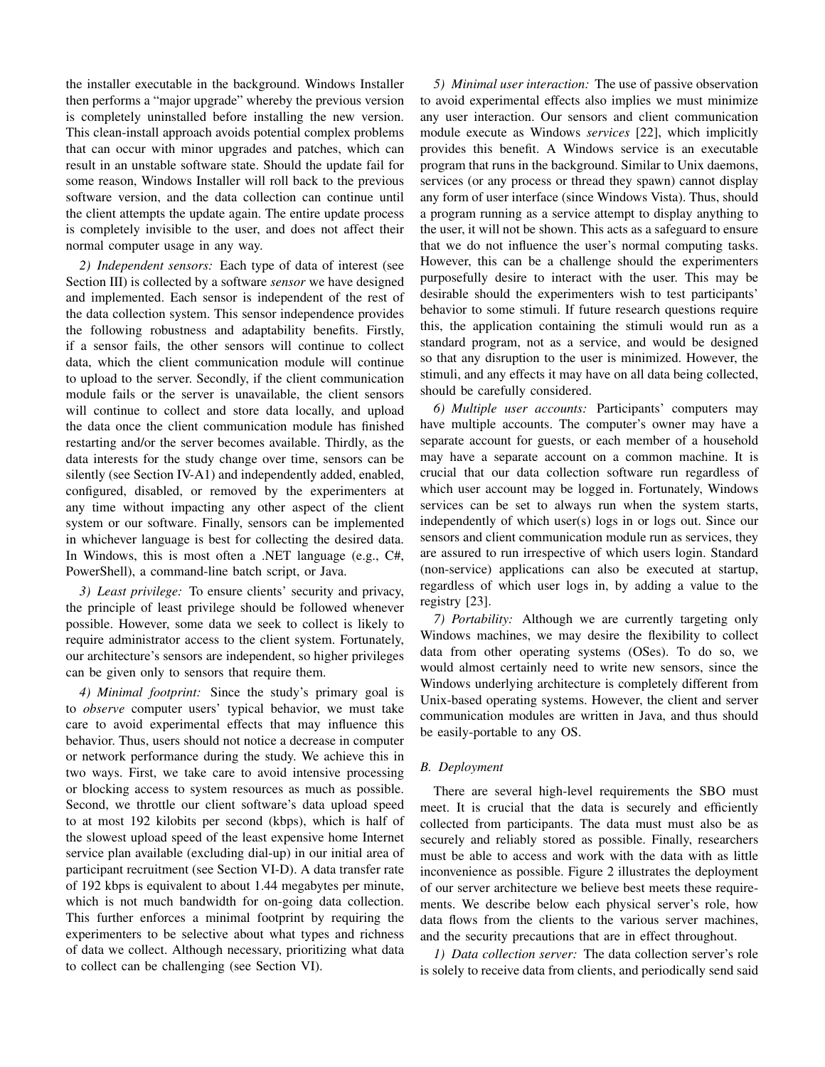the installer executable in the background. Windows Installer then performs a "major upgrade" whereby the previous version is completely uninstalled before installing the new version. This clean-install approach avoids potential complex problems that can occur with minor upgrades and patches, which can result in an unstable software state. Should the update fail for some reason, Windows Installer will roll back to the previous software version, and the data collection can continue until the client attempts the update again. The entire update process is completely invisible to the user, and does not affect their normal computer usage in any way.

*2) Independent sensors:* Each type of data of interest (see Section III) is collected by a software *sensor* we have designed and implemented. Each sensor is independent of the rest of the data collection system. This sensor independence provides the following robustness and adaptability benefits. Firstly, if a sensor fails, the other sensors will continue to collect data, which the client communication module will continue to upload to the server. Secondly, if the client communication module fails or the server is unavailable, the client sensors will continue to collect and store data locally, and upload the data once the client communication module has finished restarting and/or the server becomes available. Thirdly, as the data interests for the study change over time, sensors can be silently (see Section IV-A1) and independently added, enabled, configured, disabled, or removed by the experimenters at any time without impacting any other aspect of the client system or our software. Finally, sensors can be implemented in whichever language is best for collecting the desired data. In Windows, this is most often a .NET language (e.g., C#, PowerShell), a command-line batch script, or Java.

*3) Least privilege:* To ensure clients' security and privacy, the principle of least privilege should be followed whenever possible. However, some data we seek to collect is likely to require administrator access to the client system. Fortunately, our architecture's sensors are independent, so higher privileges can be given only to sensors that require them.

*4) Minimal footprint:* Since the study's primary goal is to *observe* computer users' typical behavior, we must take care to avoid experimental effects that may influence this behavior. Thus, users should not notice a decrease in computer or network performance during the study. We achieve this in two ways. First, we take care to avoid intensive processing or blocking access to system resources as much as possible. Second, we throttle our client software's data upload speed to at most 192 kilobits per second (kbps), which is half of the slowest upload speed of the least expensive home Internet service plan available (excluding dial-up) in our initial area of participant recruitment (see Section VI-D). A data transfer rate of 192 kbps is equivalent to about 1.44 megabytes per minute, which is not much bandwidth for on-going data collection. This further enforces a minimal footprint by requiring the experimenters to be selective about what types and richness of data we collect. Although necessary, prioritizing what data to collect can be challenging (see Section VI).

*5) Minimal user interaction:* The use of passive observation to avoid experimental effects also implies we must minimize any user interaction. Our sensors and client communication module execute as Windows *services* [22], which implicitly provides this benefit. A Windows service is an executable program that runs in the background. Similar to Unix daemons, services (or any process or thread they spawn) cannot display any form of user interface (since Windows Vista). Thus, should a program running as a service attempt to display anything to the user, it will not be shown. This acts as a safeguard to ensure that we do not influence the user's normal computing tasks. However, this can be a challenge should the experimenters purposefully desire to interact with the user. This may be desirable should the experimenters wish to test participants' behavior to some stimuli. If future research questions require this, the application containing the stimuli would run as a standard program, not as a service, and would be designed so that any disruption to the user is minimized. However, the stimuli, and any effects it may have on all data being collected, should be carefully considered.

*6) Multiple user accounts:* Participants' computers may have multiple accounts. The computer's owner may have a separate account for guests, or each member of a household may have a separate account on a common machine. It is crucial that our data collection software run regardless of which user account may be logged in. Fortunately, Windows services can be set to always run when the system starts, independently of which user(s) logs in or logs out. Since our sensors and client communication module run as services, they are assured to run irrespective of which users login. Standard (non-service) applications can also be executed at startup, regardless of which user logs in, by adding a value to the registry [23].

*7) Portability:* Although we are currently targeting only Windows machines, we may desire the flexibility to collect data from other operating systems (OSes). To do so, we would almost certainly need to write new sensors, since the Windows underlying architecture is completely different from Unix-based operating systems. However, the client and server communication modules are written in Java, and thus should be easily-portable to any OS.

### B. Deployment

There are several high-level requirements the SBO must meet. It is crucial that the data is securely and efficiently collected from participants. The data must must also be as securely and reliably stored as possible. Finally, researchers must be able to access and work with the data with as little inconvenience as possible. Figure 2 illustrates the deployment of our server architecture we believe best meets these requirements. We describe below each physical server's role, how data flows from the clients to the various server machines, and the security precautions that are in effect throughout.

*1) Data collection server:* The data collection server's role is solely to receive data from clients, and periodically send said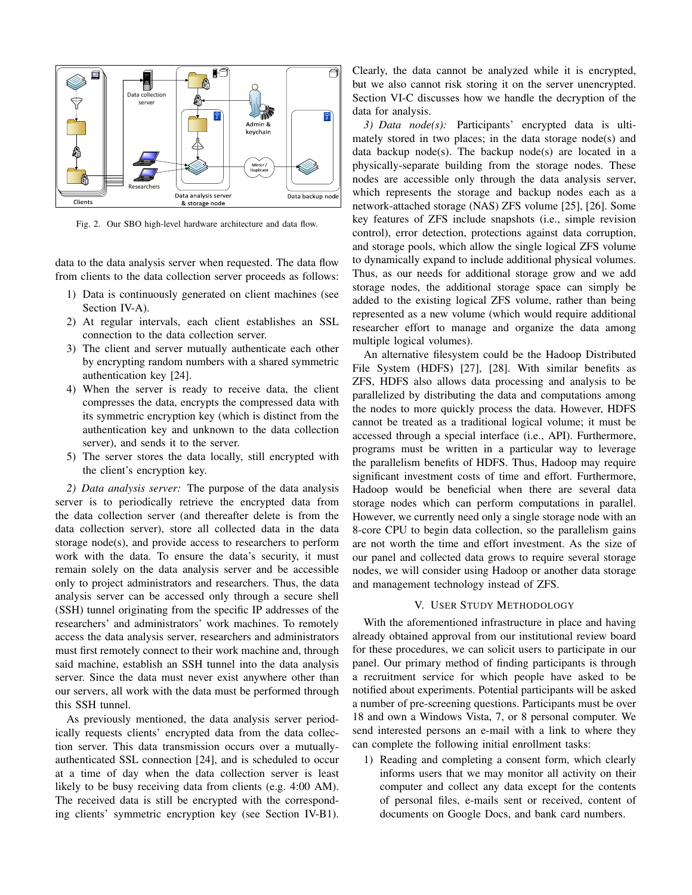Fig. 2. Our SBO high-level hardware architecture and data flow.

data to the data analysis server when requested. The data flow from clients to the data collection server proceeds as follows:

1) Data is continuously generated on client machines (see Section IV-A).
2) At regular intervals, each client establishes an SSL connection to the data collection server.
3) The client and server mutually authenticate each other by encrypting random numbers with a shared symmetric authentication key [24].
4) When the server is ready to receive data, the client compresses the data, encrypts the compressed data with its symmetric encryption key (which is distinct from the authentication key and unknown to the data collection server), and sends it to the server.
5) The server stores the data locally, still encrypted with the client's encryption key.

*2) Data analysis server:* The purpose of the data analysis server is to periodically retrieve the encrypted data from the data collection server (and thereafter delete is from the data collection server), store all collected data in the data storage node(s), and provide access to researchers to perform work with the data. To ensure the data's security, it must remain solely on the data analysis server and be accessible only to project administrators and researchers. Thus, the data analysis server can be accessed only through a secure shell (SSH) tunnel originating from the specific IP addresses of the researchers' and administrators' work machines. To remotely access the data analysis server, researchers and administrators must first remotely connect to their work machine and, through said machine, establish an SSH tunnel into the data analysis server. Since the data must never exist anywhere other than our servers, all work with the data must be performed through this SSH tunnel.

As previously mentioned, the data analysis server periodically requests clients' encrypted data from the data collection server. This data transmission occurs over a mutually-authenticated SSL connection [24], and is scheduled to occur at a time of day when the data collection server is least likely to be busy receiving data from clients (e.g. 4:00 AM). The received data is still be encrypted with the corresponding clients' symmetric encryption key (see Section IV-B1). Clearly, the data cannot be analyzed while it is encrypted, but we also cannot risk storing it on the server unencrypted. Section VI-C discusses how we handle the decryption of the data for analysis.

*3) Data node(s):* Participants' encrypted data is ultimately stored in two places; in the data storage node(s) and data backup node(s). The backup node(s) are located in a physically-separate building from the storage nodes. These nodes are accessible only through the data analysis server, which represents the storage and backup nodes each as a network-attached storage (NAS) ZFS volume [25], [26]. Some key features of ZFS include snapshots (i.e., simple revision control), error detection, protections against data corruption, and storage pools, which allow the single logical ZFS volume to dynamically expand to include additional physical volumes. Thus, as our needs for additional storage grow and we add storage nodes, the additional storage space can simply be added to the existing logical ZFS volume, rather than being represented as a new volume (which would require additional researcher effort to manage and organize the data among multiple logical volumes).

An alternative filesystem could be the Hadoop Distributed File System (HDFS) [27], [28]. With similar benefits as ZFS, HDFS also allows data processing and analysis to be parallelized by distributing the data and computations among the nodes to more quickly process the data. However, HDFS cannot be treated as a traditional logical volume; it must be accessed through a special interface (i.e., API). Furthermore, programs must be written in a particular way to leverage the parallelism benefits of HDFS. Thus, Hadoop may require significant investment costs of time and effort. Furthermore, Hadoop would be beneficial when there are several data storage nodes which can perform computations in parallel. However, we currently need only a single storage node with an 8-core CPU to begin data collection, so the parallelism gains are not worth the time and effort investment. As the size of our panel and collected data grows to require several storage nodes, we will consider using Hadoop or another data storage and management technology instead of ZFS.

## V. User Study Methodology

With the aforementioned infrastructure in place and having already obtained approval from our institutional review board for these procedures, we can solicit users to participate in our panel. Our primary method of finding participants is through a recruitment service for which people have asked to be notified about experiments. Potential participants will be asked a number of pre-screening questions. Participants must be over 18 and own a Windows Vista, 7, or 8 personal computer. We send interested persons an e-mail with a link to where they can complete the following initial enrollment tasks:

1) Reading and completing a consent form, which clearly informs users that we may monitor all activity on their computer and collect any data except for the contents of personal files, e-mails sent or received, content of documents on Google Docs, and bank card numbers.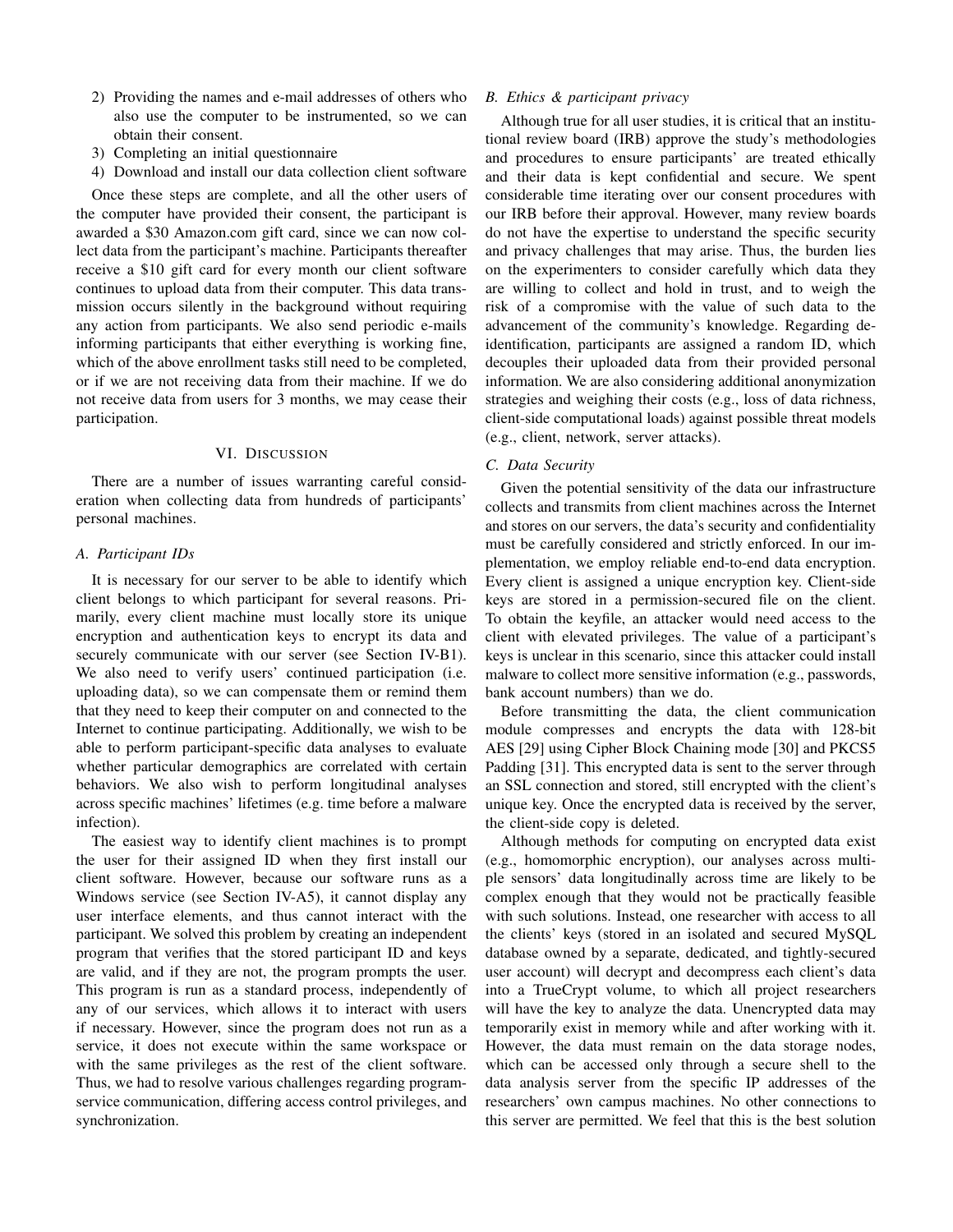2) Providing the names and e-mail addresses of others who also use the computer to be instrumented, so we can obtain their consent.
3) Completing an initial questionnaire
4) Download and install our data collection client software

Once these steps are complete, and all the other users of the computer have provided their consent, the participant is awarded a \$30 Amazon.com gift card, since we can now collect data from the participant's machine. Participants thereafter receive a \$10 gift card for every month our client software continues to upload data from their computer. This data transmission occurs silently in the background without requiring any action from participants. We also send periodic e-mails informing participants that either everything is working fine, which of the above enrollment tasks still need to be completed, or if we are not receiving data from their machine. If we do not receive data from users for 3 months, we may cease their participation.

## VI. Discussion

There are a number of issues warranting careful consideration when collecting data from hundreds of participants' personal machines.

### A. Participant IDs

It is necessary for our server to be able to identify which client belongs to which participant for several reasons. Primarily, every client machine must locally store its unique encryption and authentication keys to encrypt its data and securely communicate with our server (see Section IV-B1). We also need to verify users' continued participation (i.e. uploading data), so we can compensate them or remind them that they need to keep their computer on and connected to the Internet to continue participating. Additionally, we wish to be able to perform participant-specific data analyses to evaluate whether particular demographics are correlated with certain behaviors. We also wish to perform longitudinal analyses across specific machines' lifetimes (e.g. time before a malware infection).

The easiest way to identify client machines is to prompt the user for their assigned ID when they first install our client software. However, because our software runs as a Windows service (see Section IV-A5), it cannot display any user interface elements, and thus cannot interact with the participant. We solved this problem by creating an independent program that verifies that the stored participant ID and keys are valid, and if they are not, the program prompts the user. This program is run as a standard process, independently of any of our services, which allows it to interact with users if necessary. However, since the program does not run as a service, it does not execute within the same workspace or with the same privileges as the rest of the client software. Thus, we had to resolve various challenges regarding program-service communication, differing access control privileges, and synchronization.

### B. Ethics & participant privacy

Although true for all user studies, it is critical that an institutional review board (IRB) approve the study's methodologies and procedures to ensure participants' are treated ethically and their data is kept confidential and secure. We spent considerable time iterating over our consent procedures with our IRB before their approval. However, many review boards do not have the expertise to understand the specific security and privacy challenges that may arise. Thus, the burden lies on the experimenters to consider carefully which data they are willing to collect and hold in trust, and to weigh the risk of a compromise with the value of such data to the advancement of the community's knowledge. Regarding de-identification, participants are assigned a random ID, which decouples their uploaded data from their provided personal information. We are also considering additional anonymization strategies and weighing their costs (e.g., loss of data richness, client-side computational loads) against possible threat models (e.g., client, network, server attacks).

### C. Data Security

Given the potential sensitivity of the data our infrastructure collects and transmits from client machines across the Internet and stores on our servers, the data's security and confidentiality must be carefully considered and strictly enforced. In our implementation, we employ reliable end-to-end data encryption. Every client is assigned a unique encryption key. Client-side keys are stored in a permission-secured file on the client. To obtain the keyfile, an attacker would need access to the client with elevated privileges. The value of a participant's keys is unclear in this scenario, since this attacker could install malware to collect more sensitive information (e.g., passwords, bank account numbers) than we do.

Before transmitting the data, the client communication module compresses and encrypts the data with 128-bit AES [29] using Cipher Block Chaining mode [30] and PKCS5 Padding [31]. This encrypted data is sent to the server through an SSL connection and stored, still encrypted with the client's unique key. Once the encrypted data is received by the server, the client-side copy is deleted.

Although methods for computing on encrypted data exist (e.g., homomorphic encryption), our analyses across multiple sensors' data longitudinally across time are likely to be complex enough that they would not be practically feasible with such solutions. Instead, one researcher with access to all the clients' keys (stored in an isolated and secured MySQL database owned by a separate, dedicated, and tightly-secured user account) will decrypt and decompress each client's data into a TrueCrypt volume, to which all project researchers will have the key to analyze the data. Unencrypted data may temporarily exist in memory while and after working with it. However, the data must remain on the data storage nodes, which can be accessed only through a secure shell to the data analysis server from the specific IP addresses of the researchers' own campus machines. No other connections to this server are permitted. We feel that this is the best solution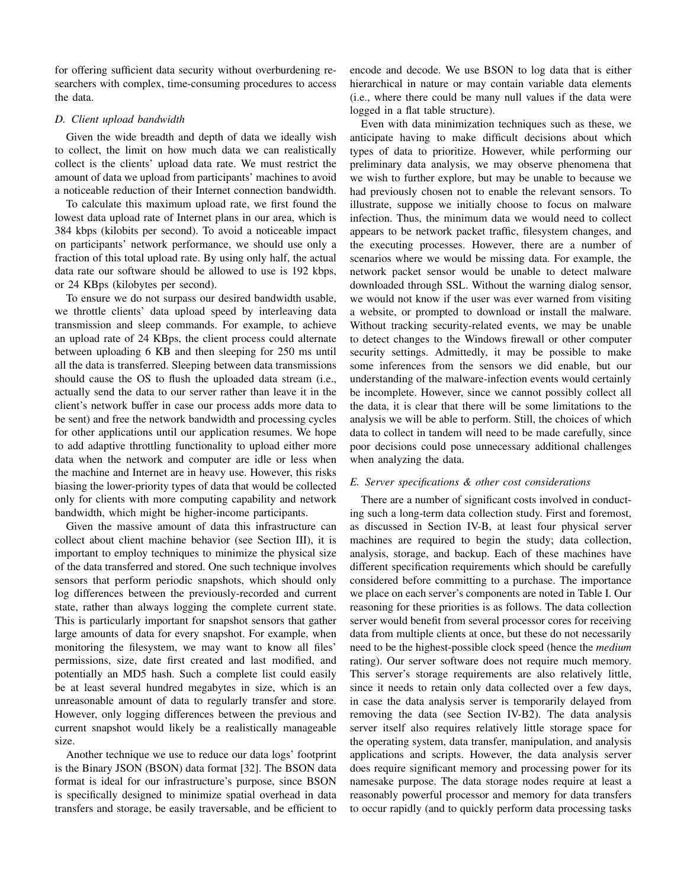for offering sufficient data security without overburdening researchers with complex, time-consuming procedures to access the data.

### D. Client upload bandwidth

Given the wide breadth and depth of data we ideally wish to collect, the limit on how much data we can realistically collect is the clients' upload data rate. We must restrict the amount of data we upload from participants' machines to avoid a noticeable reduction of their Internet connection bandwidth.

To calculate this maximum upload rate, we first found the lowest data upload rate of Internet plans in our area, which is 384 kbps (kilobits per second). To avoid a noticeable impact on participants' network performance, we should use only a fraction of this total upload rate. By using only half, the actual data rate our software should be allowed to use is 192 kbps, or 24 KBps (kilobytes per second).

To ensure we do not surpass our desired bandwidth usable, we throttle clients' data upload speed by interleaving data transmission and sleep commands. For example, to achieve an upload rate of 24 KBps, the client process could alternate between uploading 6 KB and then sleeping for 250 ms until all the data is transferred. Sleeping between data transmissions should cause the OS to flush the uploaded data stream (i.e., actually send the data to our server rather than leave it in the client's network buffer in case our process adds more data to be sent) and free the network bandwidth and processing cycles for other applications until our application resumes. We hope to add adaptive throttling functionality to upload either more data when the network and computer are idle or less when the machine and Internet are in heavy use. However, this risks biasing the lower-priority types of data that would be collected only for clients with more computing capability and network bandwidth, which might be higher-income participants.

Given the massive amount of data this infrastructure can collect about client machine behavior (see Section III), it is important to employ techniques to minimize the physical size of the data transferred and stored. One such technique involves sensors that perform periodic snapshots, which should only log differences between the previously-recorded and current state, rather than always logging the complete current state. This is particularly important for snapshot sensors that gather large amounts of data for every snapshot. For example, when monitoring the filesystem, we may want to know all files' permissions, size, date first created and last modified, and potentially an MD5 hash. Such a complete list could easily be at least several hundred megabytes in size, which is an unreasonable amount of data to regularly transfer and store. However, only logging differences between the previous and current snapshot would likely be a realistically manageable size.

Another technique we use to reduce our data logs' footprint is the Binary JSON (BSON) data format [32]. The BSON data format is ideal for our infrastructure's purpose, since BSON is specifically designed to minimize spatial overhead in data transfers and storage, be easily traversable, and be efficient to encode and decode. We use BSON to log data that is either hierarchical in nature or may contain variable data elements (i.e., where there could be many null values if the data were logged in a flat table structure).

Even with data minimization techniques such as these, we anticipate having to make difficult decisions about which types of data to prioritize. However, while performing our preliminary data analysis, we may observe phenomena that we wish to further explore, but may be unable to because we had previously chosen not to enable the relevant sensors. To illustrate, suppose we initially choose to focus on malware infection. Thus, the minimum data we would need to collect appears to be network packet traffic, filesystem changes, and the executing processes. However, there are a number of scenarios where we would be missing data. For example, the network packet sensor would be unable to detect malware downloaded through SSL. Without the warning dialog sensor, we would not know if the user was ever warned from visiting a website, or prompted to download or install the malware. Without tracking security-related events, we may be unable to detect changes to the Windows firewall or other computer security settings. Admittedly, it may be possible to make some inferences from the sensors we did enable, but our understanding of the malware-infection events would certainly be incomplete. However, since we cannot possibly collect all the data, it is clear that there will be some limitations to the analysis we will be able to perform. Still, the choices of which data to collect in tandem will need to be made carefully, since poor decisions could pose unnecessary additional challenges when analyzing the data.

### E. Server specifications & other cost considerations

There are a number of significant costs involved in conducting such a long-term data collection study. First and foremost, as discussed in Section IV-B, at least four physical server machines are required to begin the study; data collection, analysis, storage, and backup. Each of these machines have different specification requirements which should be carefully considered before committing to a purchase. The importance we place on each server's components are noted in Table I. Our reasoning for these priorities is as follows. The data collection server would benefit from several processor cores for receiving data from multiple clients at once, but these do not necessarily need to be the highest-possible clock speed (hence the *medium* rating). Our server software does not require much memory. This server's storage requirements are also relatively little, since it needs to retain only data collected over a few days, in case the data analysis server is temporarily delayed from removing the data (see Section IV-B2). The data analysis server itself also requires relatively little storage space for the operating system, data transfer, manipulation, and analysis applications and scripts. However, the data analysis server does require significant memory and processing power for its namesake purpose. The data storage nodes require at least a reasonably powerful processor and memory for data transfers to occur rapidly (and to quickly perform data processing tasks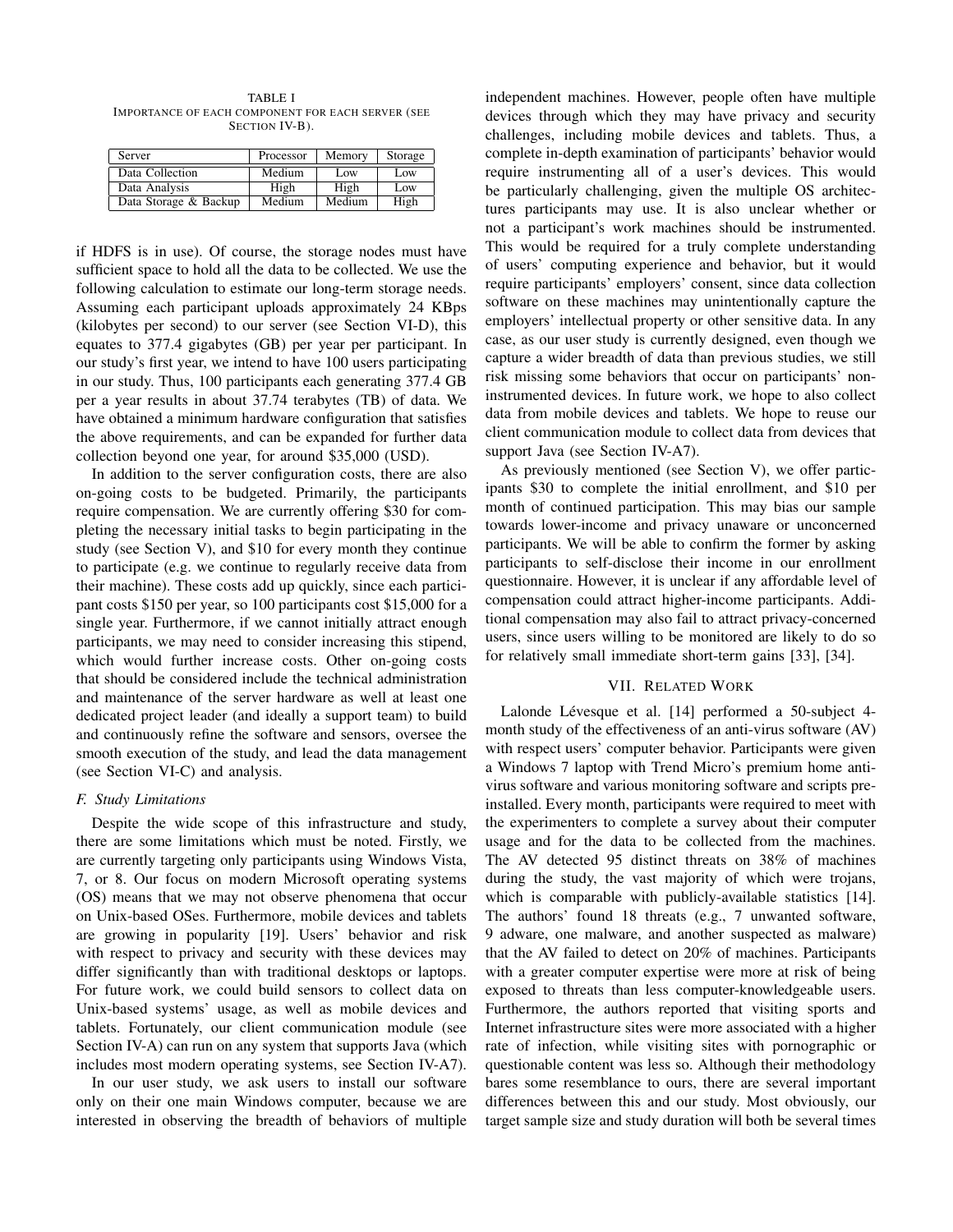TABLE I
IMPORTANCE OF EACH COMPONENT FOR EACH SERVER (SEE SECTION IV-B).

| Server | Processor | Memory | Storage |
| --- | --- | --- | --- |
| Data Collection | Medium | Low | Low |
| Data Analysis | High | High | Low |
| Data Storage & Backup | Medium | Medium | High |

if HDFS is in use). Of course, the storage nodes must have sufficient space to hold all the data to be collected. We use the following calculation to estimate our long-term storage needs. Assuming each participant uploads approximately 24 KBps (kilobytes per second) to our server (see Section VI-D), this equates to 377.4 gigabytes (GB) per year per participant. In our study's first year, we intend to have 100 users participating in our study. Thus, 100 participants each generating 377.4 GB per a year results in about 37.74 terabytes (TB) of data. We have obtained a minimum hardware configuration that satisfies the above requirements, and can be expanded for further data collection beyond one year, for around $35,000 (USD).

In addition to the server configuration costs, there are also on-going costs to be budgeted. Primarily, the participants require compensation. We are currently offering $30 for completing the necessary initial tasks to begin participating in the study (see Section V), and $10 for every month they continue to participate (e.g. we continue to regularly receive data from their machine). These costs add up quickly, since each participant costs $150 per year, so 100 participants cost $15,000 for a single year. Furthermore, if we cannot initially attract enough participants, we may need to consider increasing this stipend, which would further increase costs. Other on-going costs that should be considered include the technical administration and maintenance of the server hardware as well at least one dedicated project leader (and ideally a support team) to build and continuously refine the software and sensors, oversee the smooth execution of the study, and lead the data management (see Section VI-C) and analysis.

### *F. Study Limitations*

Despite the wide scope of this infrastructure and study, there are some limitations which must be noted. Firstly, we are currently targeting only participants using Windows Vista, 7, or 8. Our focus on modern Microsoft operating systems (OS) means that we may not observe phenomena that occur on Unix-based OSes. Furthermore, mobile devices and tablets are growing in popularity [19]. Users' behavior and risk with respect to privacy and security with these devices may differ significantly than with traditional desktops or laptops. For future work, we could build sensors to collect data on Unix-based systems' usage, as well as mobile devices and tablets. Fortunately, our client communication module (see Section IV-A) can run on any system that supports Java (which includes most modern operating systems, see Section IV-A7).

In our user study, we ask users to install our software only on their one main Windows computer, because we are interested in observing the breadth of behaviors of multiple independent machines. However, people often have multiple devices through which they may have privacy and security challenges, including mobile devices and tablets. Thus, a complete in-depth examination of participants' behavior would require instrumenting all of a user's devices. This would be particularly challenging, given the multiple OS architectures participants may use. It is also unclear whether or not a participant's work machines should be instrumented. This would be required for a truly complete understanding of users' computing experience and behavior, but it would require participants' employers' consent, since data collection software on these machines may unintentionally capture the employers' intellectual property or other sensitive data. In any case, as our user study is currently designed, even though we capture a wider breadth of data than previous studies, we still risk missing some behaviors that occur on participants' non-instrumented devices. In future work, we hope to also collect data from mobile devices and tablets. We hope to reuse our client communication module to collect data from devices that support Java (see Section IV-A7).

As previously mentioned (see Section V), we offer participants $30 to complete the initial enrollment, and $10 per month of continued participation. This may bias our sample towards lower-income and privacy unaware or unconcerned participants. We will be able to confirm the former by asking participants to self-disclose their income in our enrollment questionnaire. However, it is unclear if any affordable level of compensation could attract higher-income participants. Additional compensation may also fail to attract privacy-concerned users, since users willing to be monitored are likely to do so for relatively small immediate short-term gains [33], [34].

## VII. Related Work

Lalonde Lévesque et al. [14] performed a 50-subject 4-month study of the effectiveness of an anti-virus software (AV) with respect users' computer behavior. Participants were given a Windows 7 laptop with Trend Micro's premium home anti-virus software and various monitoring software and scripts pre-installed. Every month, participants were required to meet with the experimenters to complete a survey about their computer usage and for the data to be collected from the machines. The AV detected 95 distinct threats on 38% of machines during the study, the vast majority of which were trojans, which is comparable with publicly-available statistics [14]. The authors' found 18 threats (e.g., 7 unwanted software, 9 adware, one malware, and another suspected as malware) that the AV failed to detect on 20% of machines. Participants with a greater computer expertise were more at risk of being exposed to threats than less computer-knowledgeable users. Furthermore, the authors reported that visiting sports and Internet infrastructure sites were more associated with a higher rate of infection, while visiting sites with pornographic or questionable content was less so. Although their methodology bares some resemblance to ours, there are several important differences between this and our study. Most obviously, our target sample size and study duration will both be several times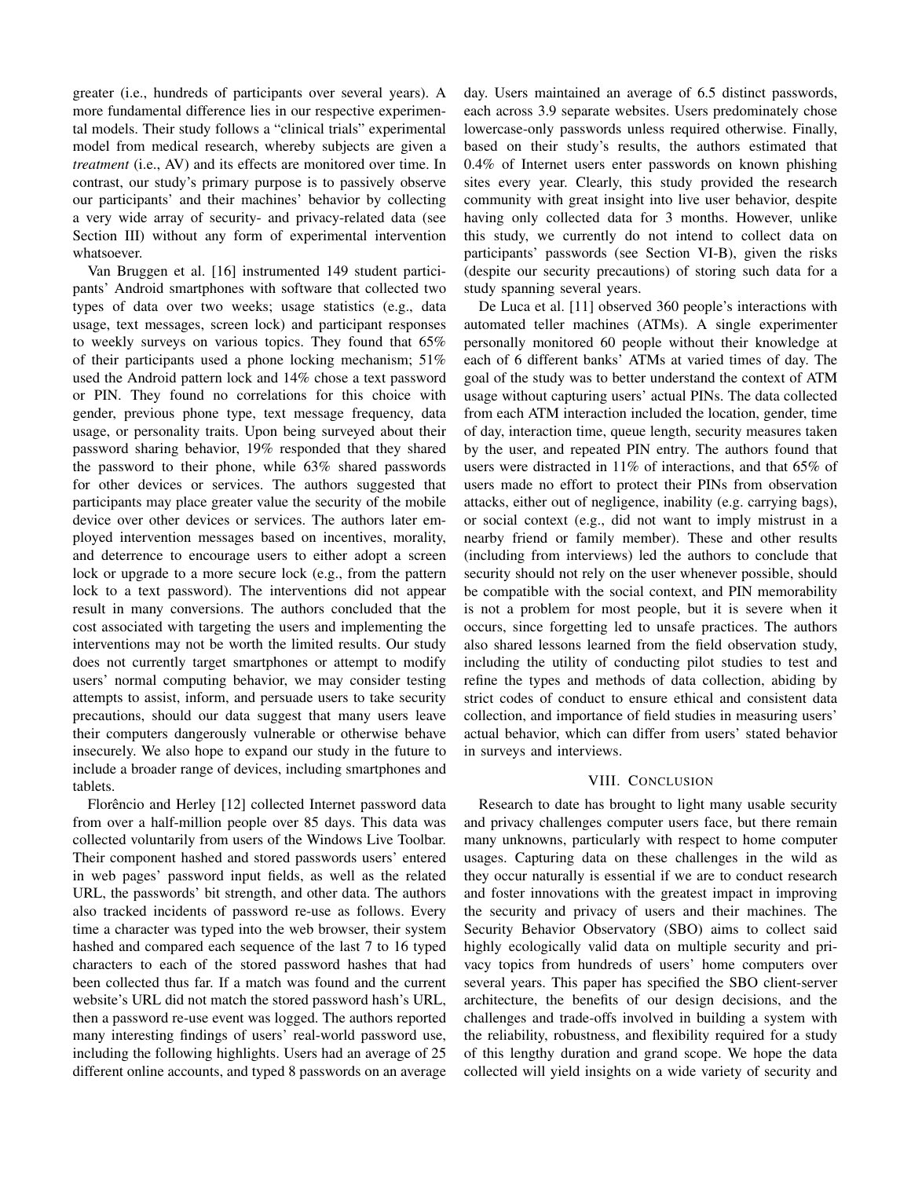greater (i.e., hundreds of participants over several years). A more fundamental difference lies in our respective experimental models. Their study follows a "clinical trials" experimental model from medical research, whereby subjects are given a *treatment* (i.e., AV) and its effects are monitored over time. In contrast, our study's primary purpose is to passively observe our participants' and their machines' behavior by collecting a very wide array of security- and privacy-related data (see Section III) without any form of experimental intervention whatsoever.

Van Bruggen et al. [16] instrumented 149 student participants' Android smartphones with software that collected two types of data over two weeks; usage statistics (e.g., data usage, text messages, screen lock) and participant responses to weekly surveys on various topics. They found that 65% of their participants used a phone locking mechanism; 51% used the Android pattern lock and 14% chose a text password or PIN. They found no correlations for this choice with gender, previous phone type, text message frequency, data usage, or personality traits. Upon being surveyed about their password sharing behavior, 19% responded that they shared the password to their phone, while 63% shared passwords for other devices or services. The authors suggested that participants may place greater value the security of the mobile device over other devices or services. The authors later employed intervention messages based on incentives, morality, and deterrence to encourage users to either adopt a screen lock or upgrade to a more secure lock (e.g., from the pattern lock to a text password). The interventions did not appear result in many conversions. The authors concluded that the cost associated with targeting the users and implementing the interventions may not be worth the limited results. Our study does not currently target smartphones or attempt to modify users' normal computing behavior, we may consider testing attempts to assist, inform, and persuade users to take security precautions, should our data suggest that many users leave their computers dangerously vulnerable or otherwise behave insecurely. We also hope to expand our study in the future to include a broader range of devices, including smartphones and tablets.

Florêncio and Herley [12] collected Internet password data from over a half-million people over 85 days. This data was collected voluntarily from users of the Windows Live Toolbar. Their component hashed and stored passwords users' entered in web pages' password input fields, as well as the related URL, the passwords' bit strength, and other data. The authors also tracked incidents of password re-use as follows. Every time a character was typed into the web browser, their system hashed and compared each sequence of the last 7 to 16 typed characters to each of the stored password hashes that had been collected thus far. If a match was found and the current website's URL did not match the stored password hash's URL, then a password re-use event was logged. The authors reported many interesting findings of users' real-world password use, including the following highlights. Users had an average of 25 different online accounts, and typed 8 passwords on an average day. Users maintained an average of 6.5 distinct passwords, each across 3.9 separate websites. Users predominately chose lowercase-only passwords unless required otherwise. Finally, based on their study's results, the authors estimated that 0.4% of Internet users enter passwords on known phishing sites every year. Clearly, this study provided the research community with great insight into live user behavior, despite having only collected data for 3 months. However, unlike this study, we currently do not intend to collect data on participants' passwords (see Section VI-B), given the risks (despite our security precautions) of storing such data for a study spanning several years.

De Luca et al. [11] observed 360 people's interactions with automated teller machines (ATMs). A single experimenter personally monitored 60 people without their knowledge at each of 6 different banks' ATMs at varied times of day. The goal of the study was to better understand the context of ATM usage without capturing users' actual PINs. The data collected from each ATM interaction included the location, gender, time of day, interaction time, queue length, security measures taken by the user, and repeated PIN entry. The authors found that users were distracted in 11% of interactions, and that 65% of users made no effort to protect their PINs from observation attacks, either out of negligence, inability (e.g. carrying bags), or social context (e.g., did not want to imply mistrust in a nearby friend or family member). These and other results (including from interviews) led the authors to conclude that security should not rely on the user whenever possible, should be compatible with the social context, and PIN memorability is not a problem for most people, but it is severe when it occurs, since forgetting led to unsafe practices. The authors also shared lessons learned from the field observation study, including the utility of conducting pilot studies to test and refine the types and methods of data collection, abiding by strict codes of conduct to ensure ethical and consistent data collection, and importance of field studies in measuring users' actual behavior, which can differ from users' stated behavior in surveys and interviews.

## VIII. Conclusion

Research to date has brought to light many usable security and privacy challenges computer users face, but there remain many unknowns, particularly with respect to home computer usages. Capturing data on these challenges in the wild as they occur naturally is essential if we are to conduct research and foster innovations with the greatest impact in improving the security and privacy of users and their machines. The Security Behavior Observatory (SBO) aims to collect said highly ecologically valid data on multiple security and privacy topics from hundreds of users' home computers over several years. This paper has specified the SBO client-server architecture, the benefits of our design decisions, and the challenges and trade-offs involved in building a system with the reliability, robustness, and flexibility required for a study of this lengthy duration and grand scope. We hope the data collected will yield insights on a wide variety of security and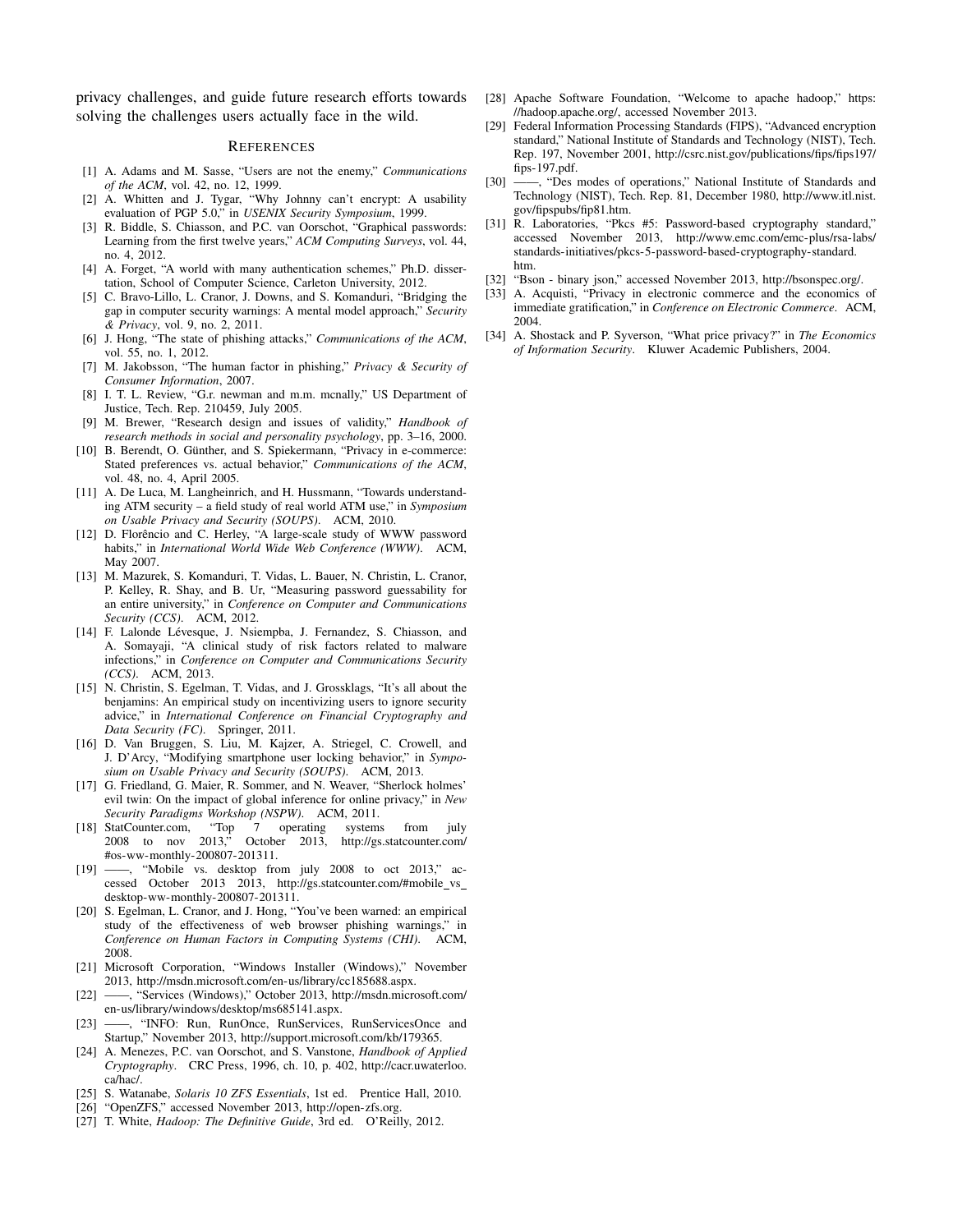privacy challenges, and guide future research efforts towards solving the challenges users actually face in the wild.

## References

[1] A. Adams and M. Sasse, "Users are not the enemy," *Communications of the ACM*, vol. 42, no. 12, 1999.

[2] A. Whitten and J. Tygar, "Why Johnny can't encrypt: A usability evaluation of PGP 5.0," in *USENIX Security Symposium*, 1999.

[3] R. Biddle, S. Chiasson, and P.C. van Oorschot, "Graphical passwords: Learning from the first twelve years," *ACM Computing Surveys*, vol. 44, no. 4, 2012.

[4] A. Forget, "A world with many authentication schemes," Ph.D. dissertation, School of Computer Science, Carleton University, 2012.

[5] C. Bravo-Lillo, L. Cranor, J. Downs, and S. Komanduri, "Bridging the gap in computer security warnings: A mental model approach," *Security & Privacy*, vol. 9, no. 2, 2011.

[6] J. Hong, "The state of phishing attacks," *Communications of the ACM*, vol. 55, no. 1, 2012.

[7] M. Jakobsson, "The human factor in phishing," *Privacy & Security of Consumer Information*, 2007.

[8] I. T. L. Review, "G.r. newman and m.m. mcnally," US Department of Justice, Tech. Rep. 210459, July 2005.

[9] M. Brewer, "Research design and issues of validity," *Handbook of research methods in social and personality psychology*, pp. 3–16, 2000.

[10] B. Berendt, O. Günther, and S. Spiekermann, "Privacy in e-commerce: Stated preferences vs. actual behavior," *Communications of the ACM*, vol. 48, no. 4, April 2005.

[11] A. De Luca, M. Langheinrich, and H. Hussmann, "Towards understanding ATM security – a field study of real world ATM use," in *Symposium on Usable Privacy and Security (SOUPS)*. ACM, 2010.

[12] D. Florêncio and C. Herley, "A large-scale study of WWW password habits," in *International World Wide Web Conference (WWW)*. ACM, May 2007.

[13] M. Mazurek, S. Komanduri, T. Vidas, L. Bauer, N. Christin, L. Cranor, P. Kelley, R. Shay, and B. Ur, "Measuring password guessability for an entire university," in *Conference on Computer and Communications Security (CCS)*. ACM, 2012.

[14] F. Lalonde Lévesque, J. Nsiempba, J. Fernandez, S. Chiasson, and A. Somayaji, "A clinical study of risk factors related to malware infections," in *Conference on Computer and Communications Security (CCS)*. ACM, 2013.

[15] N. Christin, S. Egelman, T. Vidas, and J. Grossklags, "It's all about the benjamins: An empirical study on incentivizing users to ignore security advice," in *International Conference on Financial Cryptography and Data Security (FC)*. Springer, 2011.

[16] D. Van Bruggen, S. Liu, M. Kajzer, A. Striegel, C. Crowell, and J. D'Arcy, "Modifying smartphone user locking behavior," in *Symposium on Usable Privacy and Security (SOUPS)*. ACM, 2013.

[17] G. Friedland, G. Maier, R. Sommer, and N. Weaver, "Sherlock holmes' evil twin: On the impact of global inference for online privacy," in *New Security Paradigms Workshop (NSPW)*. ACM, 2011.

[18] StatCounter.com, "Top 7 operating systems from july 2008 to nov 2013," October 2013, http://gs.statcounter.com/#os-ww-monthly-200807-201311.

[19] ——, "Mobile vs. desktop from july 2008 to oct 2013," accessed October 2013 2013, http://gs.statcounter.com/#mobile_vs_desktop-ww-monthly-200807-201311.

[20] S. Egelman, L. Cranor, and J. Hong, "You've been warned: an empirical study of the effectiveness of web browser phishing warnings," in *Conference on Human Factors in Computing Systems (CHI)*. ACM, 2008.

[21] Microsoft Corporation, "Windows Installer (Windows)," November 2013, http://msdn.microsoft.com/en-us/library/cc185688.aspx.

[22] ——, "Services (Windows)," October 2013, http://msdn.microsoft.com/en-us/library/windows/desktop/ms685141.aspx.

[23] ——, "INFO: Run, RunOnce, RunServices, RunServicesOnce and Startup," November 2013, http://support.microsoft.com/kb/179365.

[24] A. Menezes, P.C. van Oorschot, and S. Vanstone, *Handbook of Applied Cryptography*. CRC Press, 1996, ch. 10, p. 402, http://cacr.uwaterloo.ca/hac/.

[25] S. Watanabe, *Solaris 10 ZFS Essentials*, 1st ed. Prentice Hall, 2010.

[26] "OpenZFS," accessed November 2013, http://open-zfs.org.

[27] T. White, *Hadoop: The Definitive Guide*, 3rd ed. O'Reilly, 2012.

[28] Apache Software Foundation, "Welcome to apache hadoop," https://hadoop.apache.org/, accessed November 2013.

[29] Federal Information Processing Standards (FIPS), "Advanced encryption standard," National Institute of Standards and Technology (NIST), Tech. Rep. 197, November 2001, http://csrc.nist.gov/publications/fips/fips197/fips-197.pdf.

[30] ——, "Des modes of operations," National Institute of Standards and Technology (NIST), Tech. Rep. 81, December 1980, http://www.itl.nist.gov/fipspubs/fip81.htm.

[31] R. Laboratories, "Pkcs #5: Password-based cryptography standard," accessed November 2013, http://www.emc.com/emc-plus/rsa-labs/standards-initiatives/pkcs-5-password-based-cryptography-standard.htm.

[32] "Bson - binary json," accessed November 2013, http://bsonspec.org/.

[33] A. Acquisti, "Privacy in electronic commerce and the economics of immediate gratification," in *Conference on Electronic Commerce*. ACM, 2004.

[34] A. Shostack and P. Syverson, "What price privacy?" in *The Economics of Information Security*. Kluwer Academic Publishers, 2004.